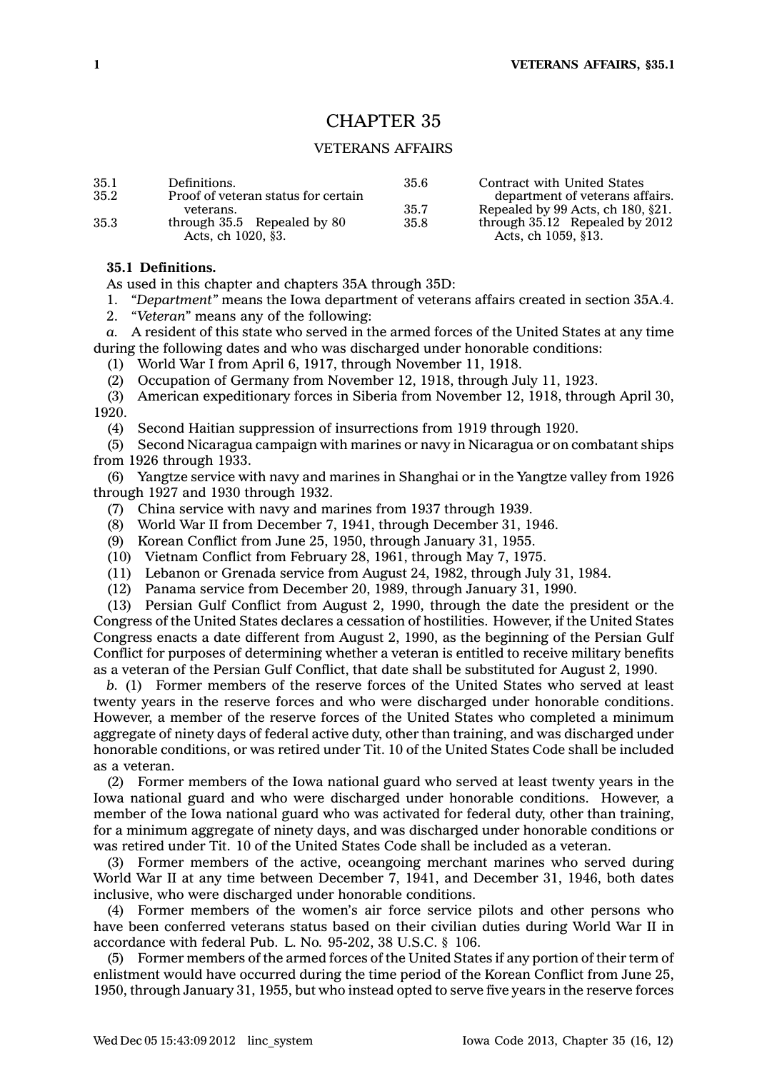# CHAPTER 35

## VETERANS AFFAIRS

| | | | |
|---|---|---|---|
| 35.1 | Definitions. | 35.6 | Contract with United States department of veterans affairs. |
| 35.2 | Proof of veteran status for certain veterans. | 35.7 | Repealed by 99 Acts, ch 180, §21. |
| 35.3 | through 35.5 Repealed by 80 Acts, ch 1020, §3. | 35.8 | through 35.12 Repealed by 2012 Acts, ch 1059, §13. |

**35.1 Definitions.**

As used in this chapter and chapters 35A through 35D:

1. *"Department"* means the Iowa department of veterans affairs created in section 35A.4.

2. *"Veteran"* means any of the following:

*a.* A resident of this state who served in the armed forces of the United States at any time during the following dates and who was discharged under honorable conditions:

(1) World War I from April 6, 1917, through November 11, 1918.

(2) Occupation of Germany from November 12, 1918, through July 11, 1923.

(3) American expeditionary forces in Siberia from November 12, 1918, through April 30, 1920.

(4) Second Haitian suppression of insurrections from 1919 through 1920.

(5) Second Nicaragua campaign with marines or navy in Nicaragua or on combatant ships from 1926 through 1933.

(6) Yangtze service with navy and marines in Shanghai or in the Yangtze valley from 1926 through 1927 and 1930 through 1932.

(7) China service with navy and marines from 1937 through 1939.

(8) World War II from December 7, 1941, through December 31, 1946.

(9) Korean Conflict from June 25, 1950, through January 31, 1955.

(10) Vietnam Conflict from February 28, 1961, through May 7, 1975.

(11) Lebanon or Grenada service from August 24, 1982, through July 31, 1984.

(12) Panama service from December 20, 1989, through January 31, 1990.

(13) Persian Gulf Conflict from August 2, 1990, through the date the president or the Congress of the United States declares a cessation of hostilities. However, if the United States Congress enacts a date different from August 2, 1990, as the beginning of the Persian Gulf Conflict for purposes of determining whether a veteran is entitled to receive military benefits as a veteran of the Persian Gulf Conflict, that date shall be substituted for August 2, 1990.

*b.* (1) Former members of the reserve forces of the United States who served at least twenty years in the reserve forces and who were discharged under honorable conditions. However, a member of the reserve forces of the United States who completed a minimum aggregate of ninety days of federal active duty, other than training, and was discharged under honorable conditions, or was retired under Tit. 10 of the United States Code shall be included as a veteran.

(2) Former members of the Iowa national guard who served at least twenty years in the Iowa national guard and who were discharged under honorable conditions. However, a member of the Iowa national guard who was activated for federal duty, other than training, for a minimum aggregate of ninety days, and was discharged under honorable conditions or was retired under Tit. 10 of the United States Code shall be included as a veteran.

(3) Former members of the active, oceangoing merchant marines who served during World War II at any time between December 7, 1941, and December 31, 1946, both dates inclusive, who were discharged under honorable conditions.

(4) Former members of the women's air force service pilots and other persons who have been conferred veterans status based on their civilian duties during World War II in accordance with federal Pub. L. No. 95-202, 38 U.S.C. § 106.

(5) Former members of the armed forces of the United States if any portion of their term of enlistment would have occurred during the time period of the Korean Conflict from June 25, 1950, through January 31, 1955, but who instead opted to serve five years in the reserve forces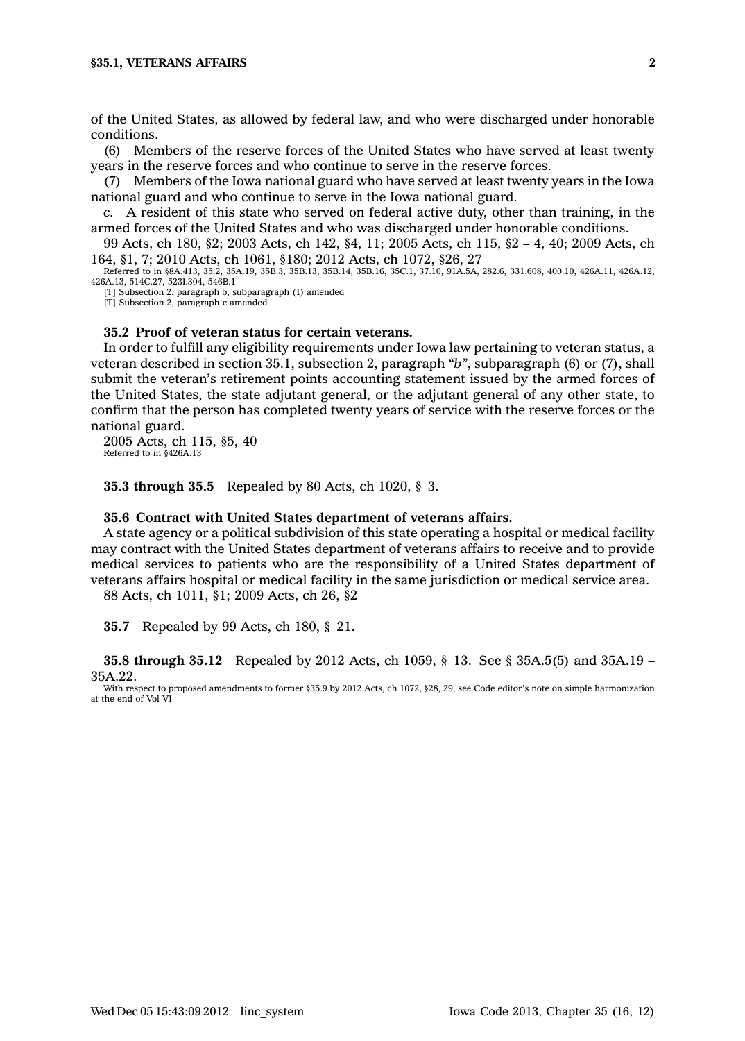of the United States, as allowed by federal law, and who were discharged under honorable conditions.

(6) Members of the reserve forces of the United States who have served at least twenty years in the reserve forces and who continue to serve in the reserve forces.

(7) Members of the Iowa national guard who have served at least twenty years in the Iowa national guard and who continue to serve in the Iowa national guard.

*c.* A resident of this state who served on federal active duty, other than training, in the armed forces of the United States and who was discharged under honorable conditions.

99 Acts, ch 180, §2; 2003 Acts, ch 142, §4, 11; 2005 Acts, ch 115, §2 – 4, 40; 2009 Acts, ch 164, §1, 7; 2010 Acts, ch 1061, §180; 2012 Acts, ch 1072, §26, 27

Referred to in §8A.413, 35.2, 35A.19, 35B.3, 35B.13, 35B.14, 35B.16, 35C.1, 37.10, 91A.5A, 282.6, 331.608, 400.10, 426A.11, 426A.12, 426A.13, 514C.27, 523I.304, 546B.1

[T] Subsection 2, paragraph b, subparagraph (1) amended

[T] Subsection 2, paragraph c amended

**35.2 Proof of veteran status for certain veterans.**

In order to fulfill any eligibility requirements under Iowa law pertaining to veteran status, a veteran described in section 35.1, subsection 2, paragraph *"b"*, subparagraph (6) or (7), shall submit the veteran's retirement points accounting statement issued by the armed forces of the United States, the state adjutant general, or the adjutant general of any other state, to confirm that the person has completed twenty years of service with the reserve forces or the national guard.

2005 Acts, ch 115, §5, 40

Referred to in §426A.13

**35.3 through 35.5** Repealed by 80 Acts, ch 1020, § 3.

**35.6 Contract with United States department of veterans affairs.**

A state agency or a political subdivision of this state operating a hospital or medical facility may contract with the United States department of veterans affairs to receive and to provide medical services to patients who are the responsibility of a United States department of veterans affairs hospital or medical facility in the same jurisdiction or medical service area.

88 Acts, ch 1011, §1; 2009 Acts, ch 26, §2

**35.7** Repealed by 99 Acts, ch 180, § 21.

**35.8 through 35.12** Repealed by 2012 Acts, ch 1059, § 13. See § 35A.5(5) and 35A.19 – 35A.22.

With respect to proposed amendments to former §35.9 by 2012 Acts, ch 1072, §28, 29, see Code editor's note on simple harmonization at the end of Vol VI